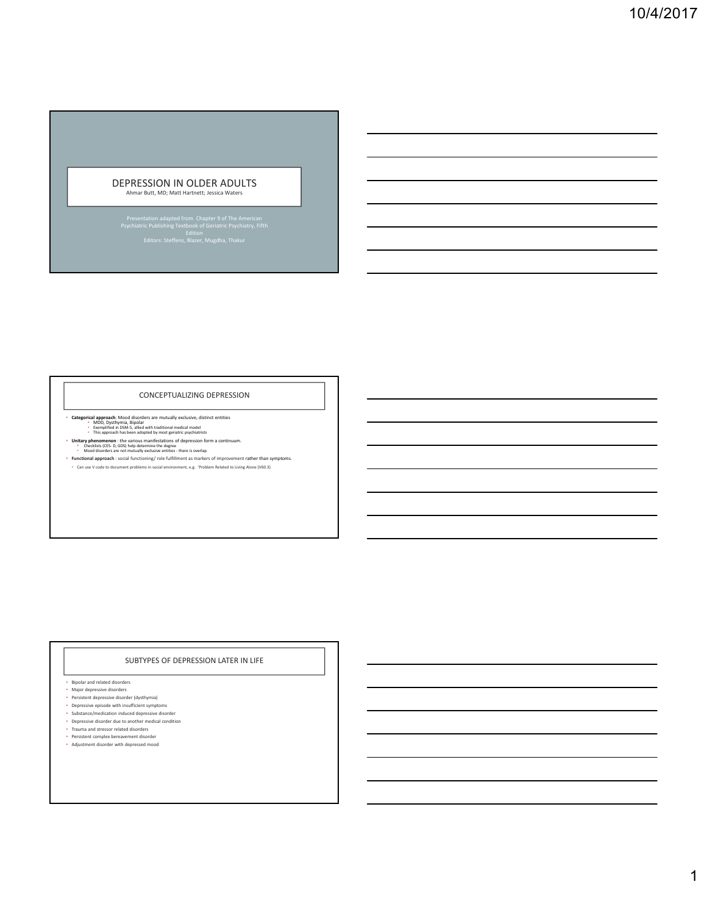# DEPRESSION IN OLDER ADULTS

Ahmar Butt, MD; Matt Hartnett; Jessica Waters

Presentation adapted from Chapter 9 of The American Psychiatric Publishing Textbook of Geriatric Psychiatry, Fifth Edition

Editors: Steffens, Blazer, Mugdha, Thakur

## CONCEPTUALIZING DEPRESSION

- **Categorical approach**: Mood disorders are mutually exclusive, distinct entities
  - MDD, Dysthymia, Bipolar
  - Exemplified in DSM-5, allied with traditional medical model
  - This approach has been adopted by most geriatric psychiatrists
- **Unitary phenomenon** : the various manifestations of depression form a continuum.
  - Checklists (CES- D, GDS) help determine the degree
  - Mood disorders are not mutually exclusive entities - there is overlap
- **Functional approach** : social functioning/ role fulfillment as markers of improvement rather than symptoms.
  - Can use V code to document problems in social environment, e.g. 'Problem Related to Living Alone (V60.3)

## SUBTYPES OF DEPRESSION LATER IN LIFE

- Bipolar and related disorders
- Major depressive disorders
- Persistent depressive disorder (dysthymia)
- Depressive episode with insufficient symptoms
- Substance/medication induced depressive disorder
- Depressive disorder due to another medical condition
- Trauma and stressor related disorders
- Persistent complex bereavement disorder
- Adjustment disorder with depressed mood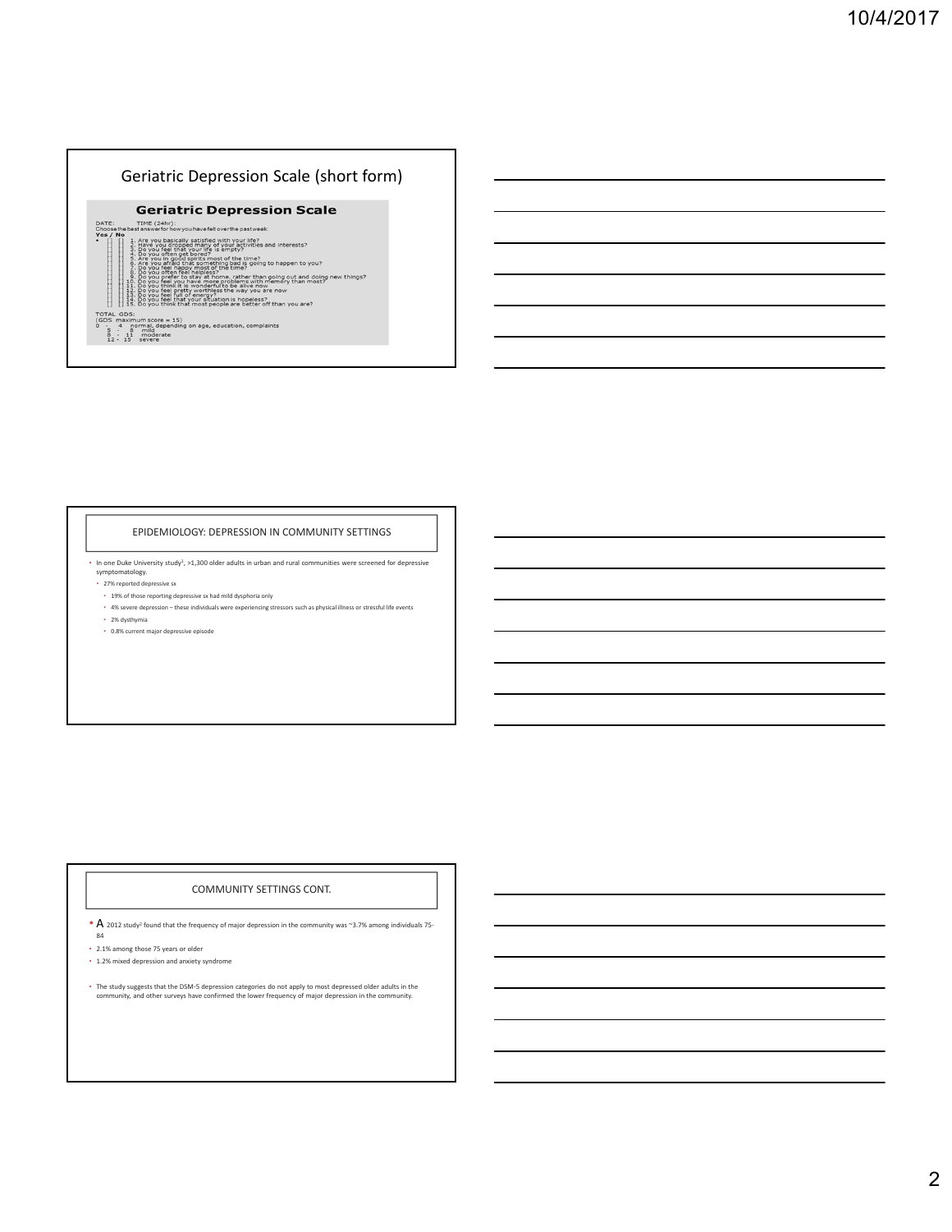## Geriatric Depression Scale (short form)

**Geriatric Depression Scale**

DATE: TIME (24hr):

Choose the best answer for how you have felt over the past week:

**Yes / No**

- [ ] [ ] 1. Are you basically satisfied with your life?
- [ ] [ ] 2. Have you dropped many of your activities and interests?
- [ ] [ ] 3. Do you feel that your life is empty?
- [ ] [ ] 4. Do you often get bored?
- [ ] [ ] 5. Are you in good spirits most of the time?
- [ ] [ ] 6. Are you afraid that something bad is going to happen to you?
- [ ] [ ] 7. Do you feel happy most of the time?
- [ ] [ ] 8. Do you often feel helpless?
- [ ] [ ] 9. Do you prefer to stay at home, rather than going out and doing new things?
- [ ] [ ] 10. Do you feel you have more problems with memory than most?
- [ ] [ ] 11. Do you think it is wonderful to be alive now
- [ ] [ ] 12. Do you feel pretty worthless the way you are now
- [ ] [ ] 13. Do you feel full of energy?
- [ ] [ ] 14. Do you feel that your situation is hopeless?
- [ ] [ ] 15. Do you think that most people are better off than you are?

TOTAL GDS:

(GDS maximum score = 15)

0 - 4 normal, depending on age, education, complaints

5 - 8 mild

8 - 11 moderate

12 - 15 severe

## EPIDEMIOLOGY: DEPRESSION IN COMMUNITY SETTINGS

- In one Duke University study[1], >1,300 older adults in urban and rural communities were screened for depressive symptomatology.
  - 27% reported depressive sx
    - 19% of those reporting depressive sx had mild dysphoria only
    - 4% severe depression – these individuals were experiencing stressors such as physical illness or stressful life events
    - 2% dysthymia
    - 0.8% current major depressive episode

## COMMUNITY SETTINGS CONT.

- A 2012 study[2] found that the frequency of major depression in the community was ~3.7% among individuals 75-84
- 2.1% among those 75 years or older
- 1.2% mixed depression and anxiety syndrome

- The study suggests that the DSM-5 depression categories do not apply to most depressed older adults in the community, and other surveys have confirmed the lower frequency of major depression in the community.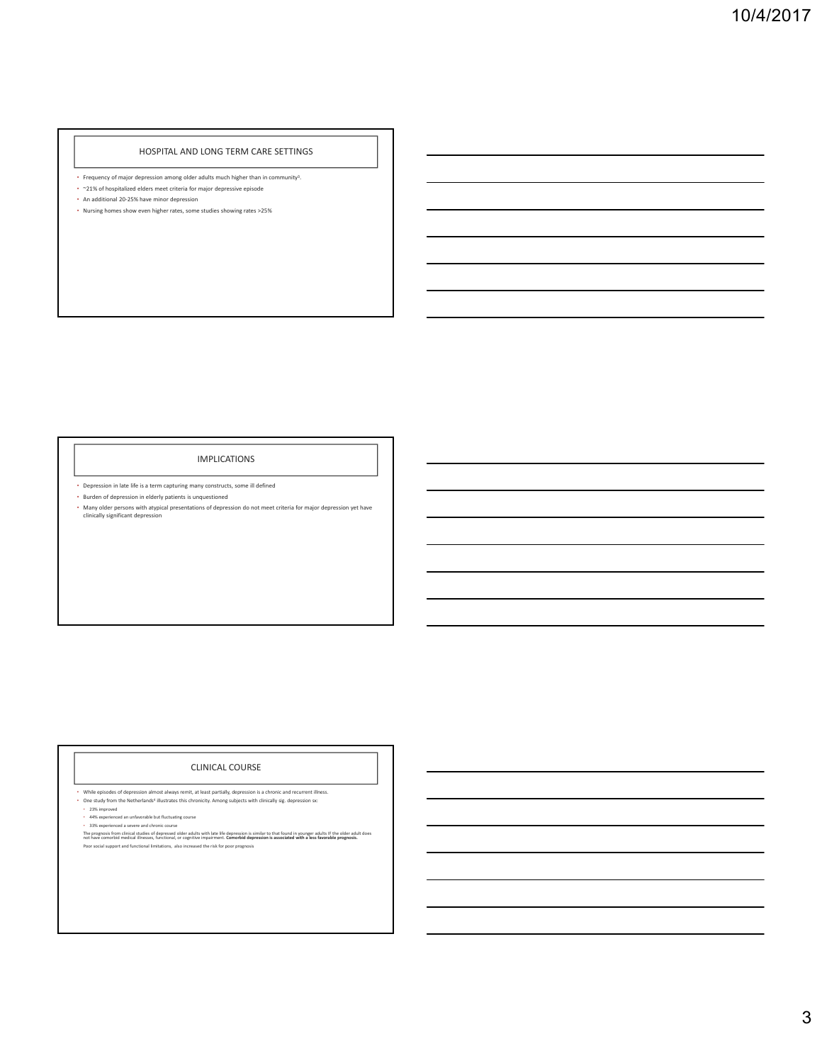## HOSPITAL AND LONG TERM CARE SETTINGS

- Frequency of major depression among older adults much higher than in community[3].
- ~21% of hospitalized elders meet criteria for major depressive episode
- An additional 20-25% have minor depression
- Nursing homes show even higher rates, some studies showing rates >25%

## IMPLICATIONS

- Depression in late life is a term capturing many constructs, some ill defined
- Burden of depression in elderly patients is unquestioned
- Many older persons with atypical presentations of depression do not meet criteria for major depression yet have clinically significant depression

## CLINICAL COURSE

- While episodes of depression almost always remit, at least partially, depression is a chronic and recurrent illness.
- One study from the Netherlands[4] illustrates this chronicity. Among subjects with clinically sig. depression sx:
  - 23% improved
  - 44% experienced an unfavorable but fluctuating course
  - 33% experienced a severe and chronic course

The prognosis from clinical studies of depressed older adults with late life depression is similar to that found in younger adults IF the older adult does not have comorbid medical illnesses, functional, or cognitive impairment. **Comorbid depression is associated with a less favorable prognosis.**

Poor social support and functional limitations, also increased the risk for poor prognosis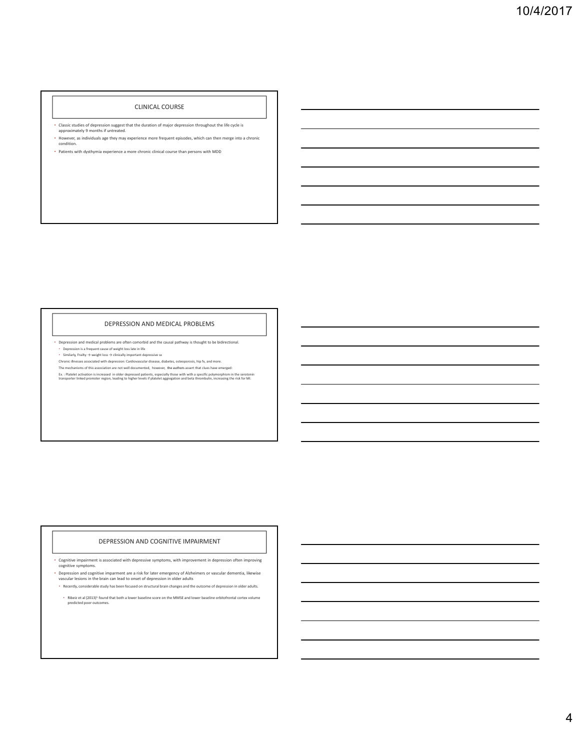## CLINICAL COURSE

- Classic studies of depression suggest that the duration of major depression throughout the life cycle is approximately 9 months if untreated.
- However, as individuals age they may experience more frequent episodes, which can then merge into a chronic condition.
- Patients with dysthymia experience a more chronic clinical course than persons with MDD

## DEPRESSION AND MEDICAL PROBLEMS

- Depression and medical problems are often comorbid and the causal pathway is thought to be bidirectional.
  - Depression is a frequent cause of weight loss late in life
  - Similarly, Frailty → weight loss → clinically important depressive sx

Chronic illnesses associated with depression: Cardiovascular disease, diabetes, osteoporosis, hip fx, and more.

The mechanisms of this association are not well documented, however, the authors assert that clues have emerged:

Ex. : Platelet activation is increased in older depressed patients, especially those with with a specific polymorphism in the serotonin transporter linked promoter region, leading to higher levels if platelet aggregation and beta thrombulin, increasing the risk for MI.

## DEPRESSION AND COGNITIVE IMPAIRMENT

- Cognitive impairment is associated with depressive symptoms, with improvement in depression often improving cognitive symptoms.
- Depression and cognitive imparment are a risk for later emergency of Alzheimers or vascular dementia, likewise vascular lesions in the brain can lead to onset of depression in older adults
  - Recently, considerable study has been focused on structural brain changes and the outcome of depression in older adults.
    - Ribeiz et al (2013)[1] found that both a lower baseline score on the MMSE and lower baseline orbitofrontal cortex volume predicted poor outcomes.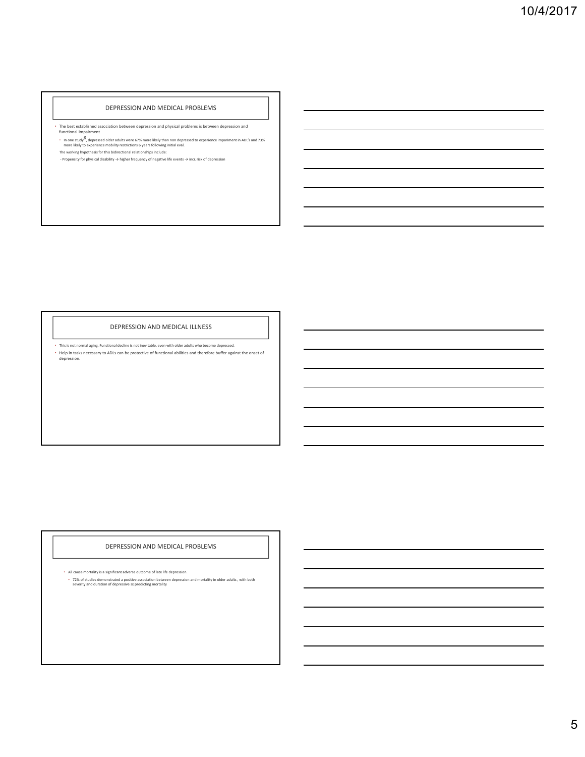## DEPRESSION AND MEDICAL PROBLEMS

- The best established association between depression and physical problems is between depression and functional impairment
  - In one study[6], depressed older adults were 67% more likely than non depressed to experience impairment in ADL's and 73% more likely to experience mobility restrictions 6 years following initial eval.

The working hypothesis for this bidirectional relationships include:

- Propensity for physical disability → higher frequency of negative life events → incr. risk of depression

## DEPRESSION AND MEDICAL ILLNESS

- This is not normal aging. Functional decline is not inevitable, even with older adults who become depressed.
- Help in tasks necessary to ADLs can be protective of functional abilities and therefore buffer against the onset of depression.

## DEPRESSION AND MEDICAL PROBLEMS

- All cause mortality is a significant adverse outcome of late life depression.
  - 72% of studies demonstrated a positive association between depression and mortality in older adults , with both severity and duration of depressive sx predicting mortality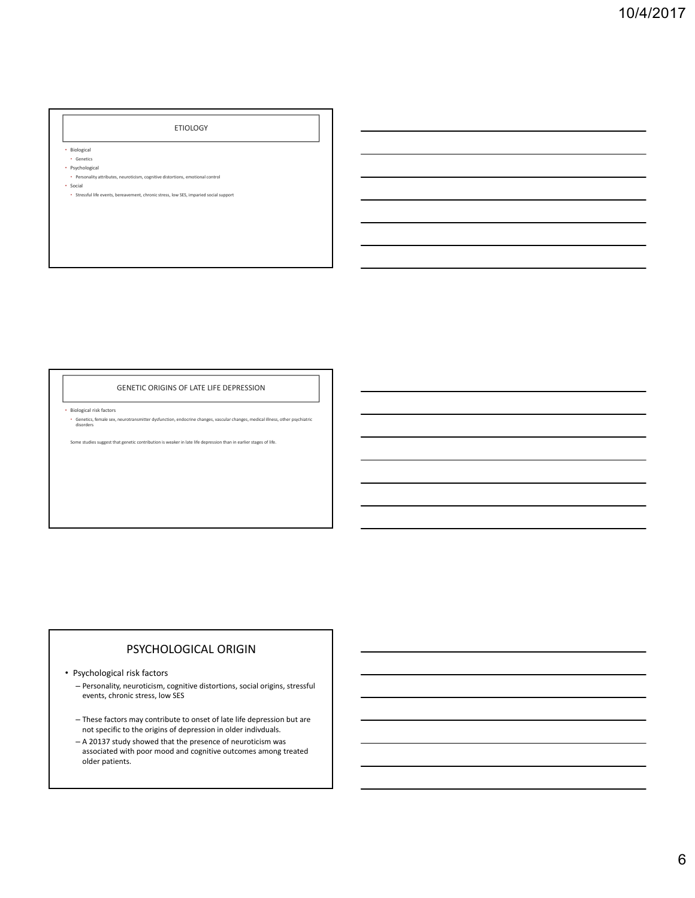## ETIOLOGY

- Biological
  - Genetics
- Psychological
  - Personality attributes, neuroticism, cognitive distortions, emotional control
- Social
  - Stressful life events, bereavement, chronic stress, low SES, imparied social support

## GENETIC ORIGINS OF LATE LIFE DEPRESSION

- Biological risk factors
  - Genetics, female sex, neurotransmitter dysfunction, endocrine changes, vascular changes, medical illness, other psychiatric disorders

Some studies suggest that genetic contribution is weaker in late life depression than in earlier stages of life.

## PSYCHOLOGICAL ORIGIN

- Psychological risk factors
  - Personality, neuroticism, cognitive distortions, social origins, stressful events, chronic stress, low SES
  - These factors may contribute to onset of late life depression but are not specific to the origins of depression in older indivduals.
  - A 20137 study showed that the presence of neuroticism was associated with poor mood and cognitive outcomes among treated older patients.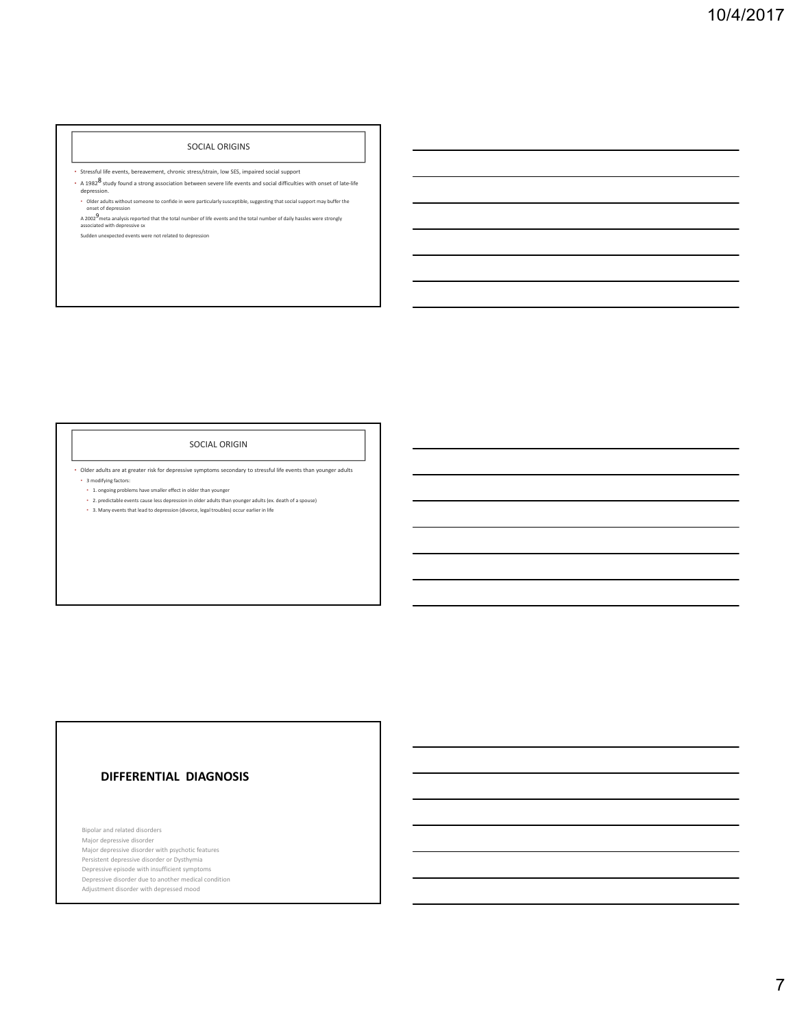## SOCIAL ORIGINS

- Stressful life events, bereavement, chronic stress/strain, low SES, impaired social support
- A 1982[8] study found a strong association between severe life events and social difficulties with onset of late-life depression.
  - Older adults without someone to confide in were particularly susceptible, suggesting that social support may buffer the onset of depression

A 2002[9] meta analysis reported that the total number of life events and the total number of daily hassles were strongly associated with depressive sx

Sudden unexpected events were not related to depression

## SOCIAL ORIGIN

- Older adults are at greater risk for depressive symptoms secondary to stressful life events than younger adults
  - 3 modifying factors:
    - 1. ongoing problems have smaller effect in older than younger
    - 2. predictable events cause less depression in older adults than younger adults (ex. death of a spouse)
    - 3. Many events that lead to depression (divorce, legal troubles) occur earlier in life

## DIFFERENTIAL DIAGNOSIS

Bipolar and related disorders
Major depressive disorder
Major depressive disorder with psychotic features
Persistent depressive disorder or Dysthymia
Depressive episode with insufficient symptoms
Depressive disorder due to another medical condition
Adjustment disorder with depressed mood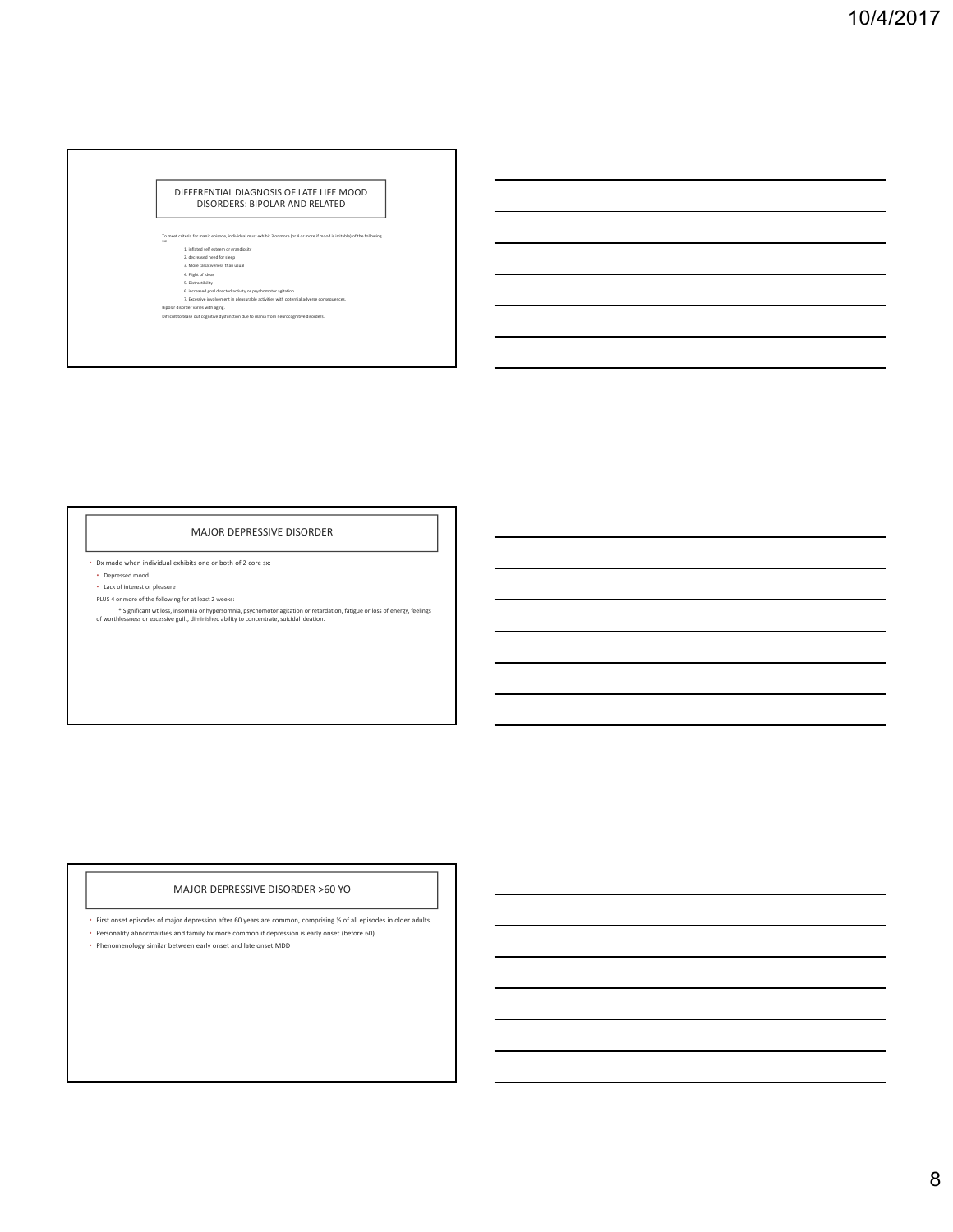## DIFFERENTIAL DIAGNOSIS OF LATE LIFE MOOD DISORDERS: BIPOLAR AND RELATED

To meet criteria for manic episode, individual must exhibit 3 or more (or 4 or more if mood is irritable) of the following sx:

1. inflated self esteem or grandiosity
2. decreased need for sleep
3. More talkativeness than usual
4. Flight of ideas
5. Distractibility
6. increased goal directed activity or psychomotor agitation
7. Excessive involvement in pleasurable activities with potential adverse consequences.

Bipolar disorder varies with aging.

Difficult to tease out cognitive dysfunction due to mania from neurocognitive disorders.

## MAJOR DEPRESSIVE DISORDER

- Dx made when individual exhibits one or both of 2 core sx:
  - Depressed mood
  - Lack of interest or pleasure

PLUS 4 or more of the following for at least 2 weeks:

\* Significant wt loss, insomnia or hypersomnia, psychomotor agitation or retardation, fatigue or loss of energy, feelings of worthlessness or excessive guilt, diminished ability to concentrate, suicidal ideation.

## MAJOR DEPRESSIVE DISORDER >60 YO

- First onset episodes of major depression after 60 years are common, comprising ½ of all episodes in older adults.
- Personality abnormalities and family hx more common if depression is early onset (before 60)
- Phenomenology similar between early onset and late onset MDD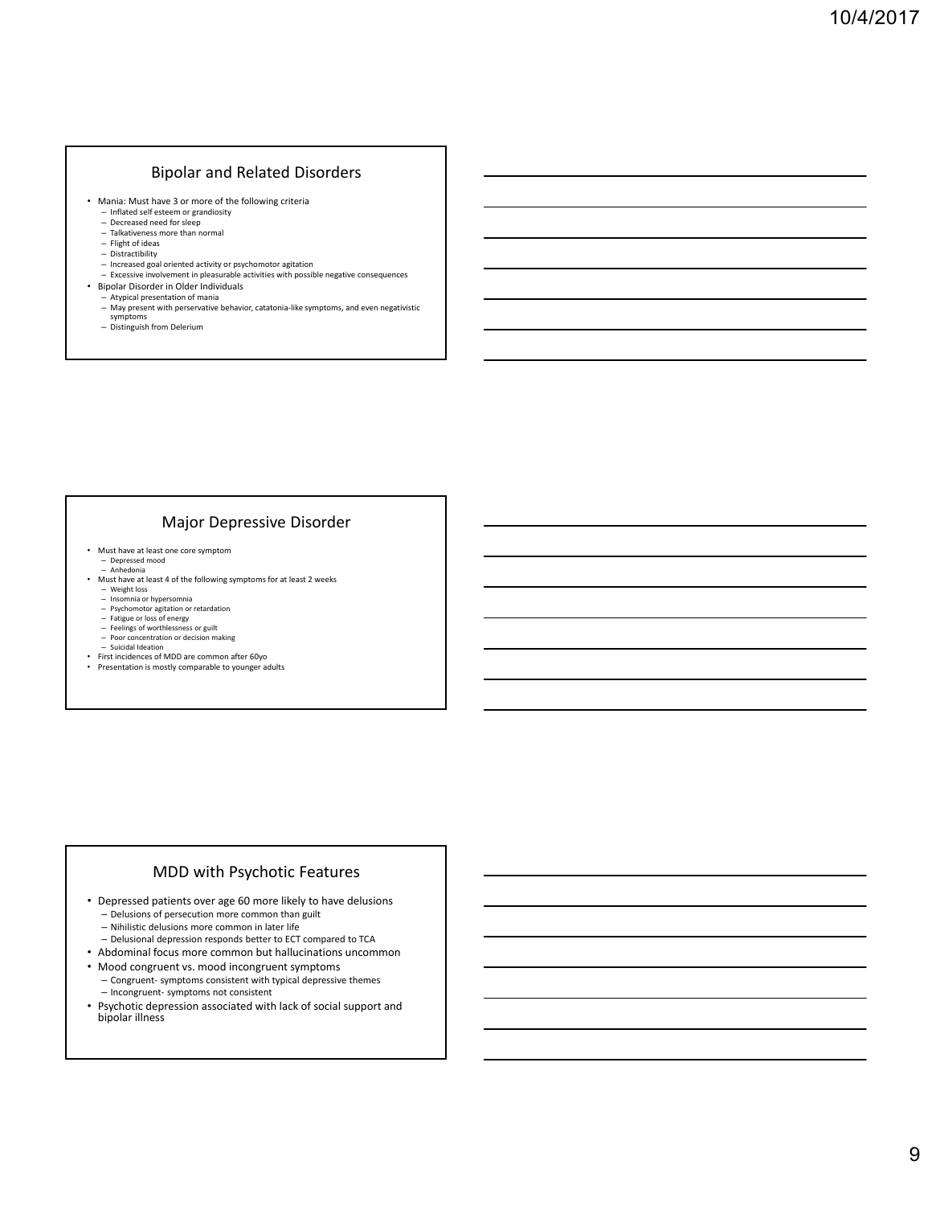## Bipolar and Related Disorders

- Mania: Must have 3 or more of the following criteria
  - Inflated self esteem or grandiosity
  - Decreased need for sleep
  - Talkativeness more than normal
  - Flight of ideas
  - Distractibility
  - Increased goal oriented activity or psychomotor agitation
  - Excessive involvement in pleasurable activities with possible negative consequences
- Bipolar Disorder in Older Individuals
  - Atypical presentation of mania
  - May present with perservative behavior, catatonia-like symptoms, and even negativistic symptoms
  - Distinguish from Delerium

## Major Depressive Disorder

- Must have at least one core symptom
  - Depressed mood
  - Anhedonia
- Must have at least 4 of the following symptoms for at least 2 weeks
  - Weight loss
  - Insomnia or hypersomnia
  - Psychomotor agitation or retardation
  - Fatigue or loss of energy
  - Feelings of worthlessness or guilt
  - Poor concentration or decision making
  - Suicidal Ideation
- First incidences of MDD are common after 60yo
- Presentation is mostly comparable to younger adults

## MDD with Psychotic Features

- Depressed patients over age 60 more likely to have delusions
  - Delusions of persecution more common than guilt
  - Nihilistic delusions more common in later life
  - Delusional depression responds better to ECT compared to TCA
- Abdominal focus more common but hallucinations uncommon
- Mood congruent vs. mood incongruent symptoms
  - Congruent- symptoms consistent with typical depressive themes
  - Incongruent- symptoms not consistent
- Psychotic depression associated with lack of social support and bipolar illness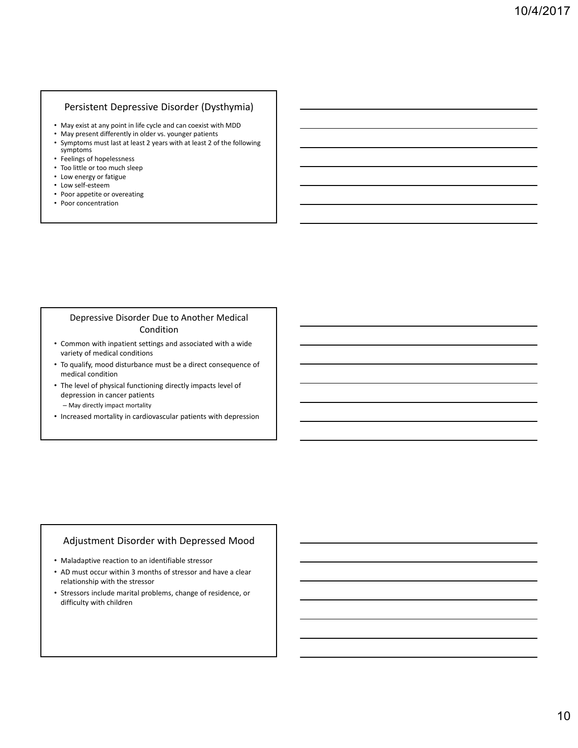## Persistent Depressive Disorder (Dysthymia)

- May exist at any point in life cycle and can coexist with MDD
- May present differently in older vs. younger patients
- Symptoms must last at least 2 years with at least 2 of the following symptoms
- Feelings of hopelessness
- Too little or too much sleep
- Low energy or fatigue
- Low self-esteem
- Poor appetite or overeating
- Poor concentration

## Depressive Disorder Due to Another Medical Condition

- Common with inpatient settings and associated with a wide variety of medical conditions
- To qualify, mood disturbance must be a direct consequence of medical condition
- The level of physical functioning directly impacts level of depression in cancer patients
  - May directly impact mortality
- Increased mortality in cardiovascular patients with depression

## Adjustment Disorder with Depressed Mood

- Maladaptive reaction to an identifiable stressor
- AD must occur within 3 months of stressor and have a clear relationship with the stressor
- Stressors include marital problems, change of residence, or difficulty with children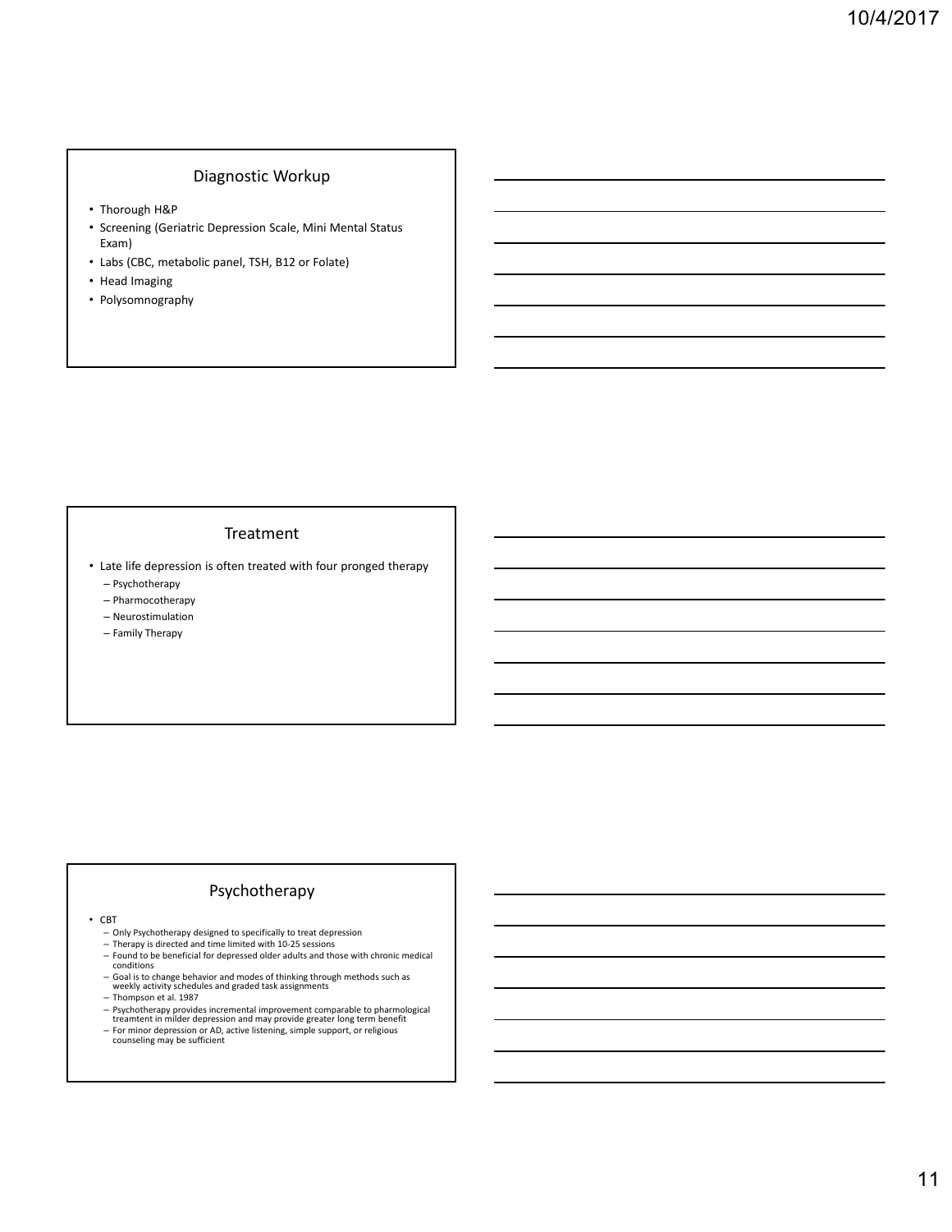## Diagnostic Workup

- Thorough H&P
- Screening (Geriatric Depression Scale, Mini Mental Status Exam)
- Labs (CBC, metabolic panel, TSH, B12 or Folate)
- Head Imaging
- Polysomnography

## Treatment

- Late life depression is often treated with four pronged therapy
  - Psychotherapy
  - Pharmocotherapy
  - Neurostimulation
  - Family Therapy

## Psychotherapy

- CBT
  - Only Psychotherapy designed to specifically to treat depression
  - Therapy is directed and time limited with 10-25 sessions
  - Found to be beneficial for depressed older adults and those with chronic medical conditions
  - Goal is to change behavior and modes of thinking through methods such as weekly activity schedules and graded task assignments
  - Thompson et al. 1987
  - Psychotherapy provides incremental improvement comparable to pharmological treamtent in milder depression and may provide greater long term benefit
  - For minor depression or AD, active listening, simple support, or religious counseling may be sufficient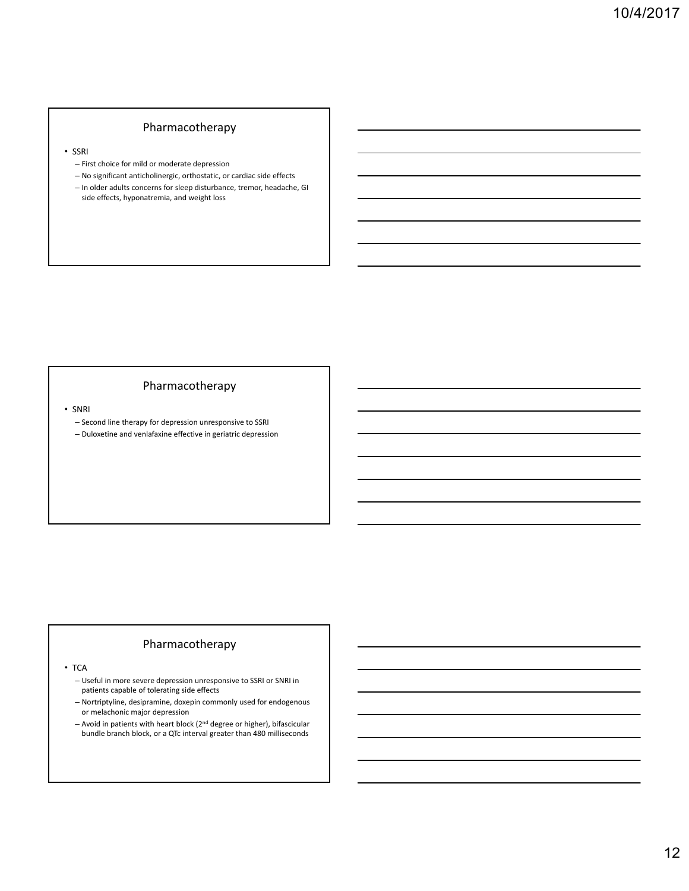## Pharmacotherapy

- SSRI
  - First choice for mild or moderate depression
  - No significant anticholinergic, orthostatic, or cardiac side effects
  - In older adults concerns for sleep disturbance, tremor, headache, GI side effects, hyponatremia, and weight loss

## Pharmacotherapy

- SNRI
  - Second line therapy for depression unresponsive to SSRI
  - Duloxetine and venlafaxine effective in geriatric depression

## Pharmacotherapy

- TCA
  - Useful in more severe depression unresponsive to SSRI or SNRI in patients capable of tolerating side effects
  - Nortriptyline, desipramine, doxepin commonly used for endogenous or melachonic major depression
  - Avoid in patients with heart block (2nd degree or higher), bifascicular bundle branch block, or a QTc interval greater than 480 milliseconds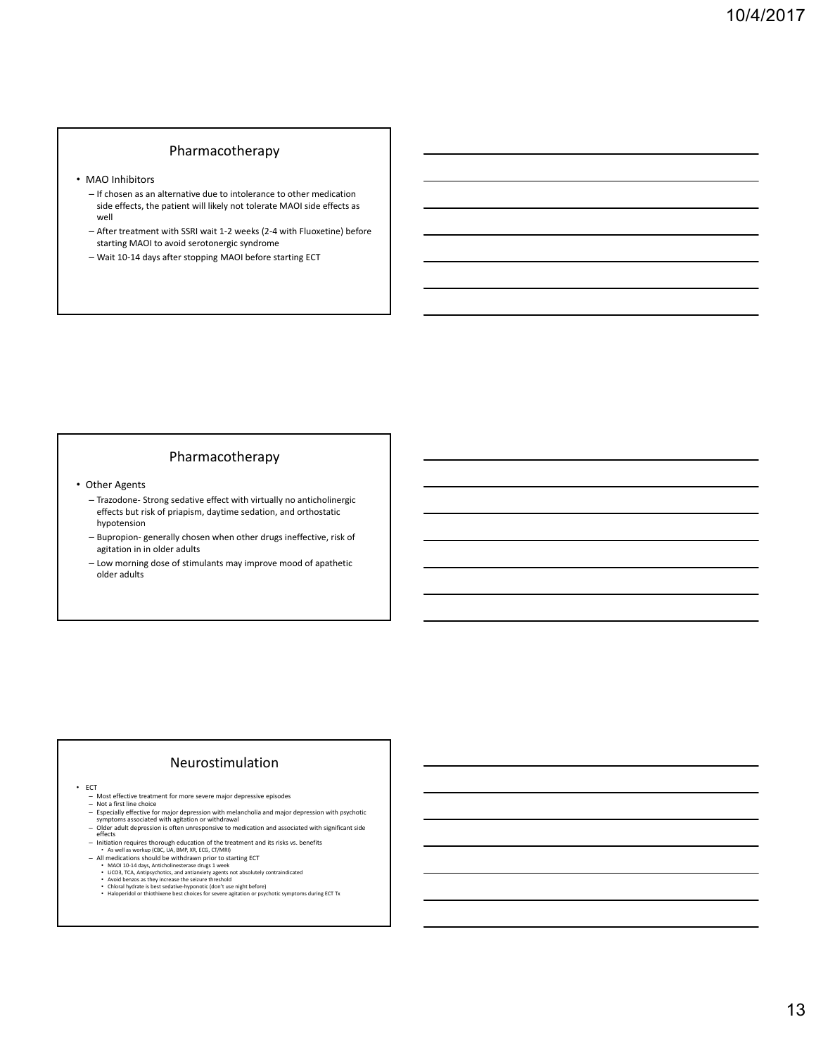## Pharmacotherapy

- MAO Inhibitors
  - If chosen as an alternative due to intolerance to other medication side effects, the patient will likely not tolerate MAOI side effects as well
  - After treatment with SSRI wait 1-2 weeks (2-4 with Fluoxetine) before starting MAOI to avoid serotonergic syndrome
  - Wait 10-14 days after stopping MAOI before starting ECT

## Pharmacotherapy

- Other Agents
  - Trazodone- Strong sedative effect with virtually no anticholinergic effects but risk of priapism, daytime sedation, and orthostatic hypotension
  - Bupropion- generally chosen when other drugs ineffective, risk of agitation in in older adults
  - Low morning dose of stimulants may improve mood of apathetic older adults

## Neurostimulation

- ECT
  - Most effective treatment for more severe major depressive episodes
  - Not a first line choice
  - Especially effective for major depression with melancholia and major depression with psychotic symptoms associated with agitation or withdrawal
  - Older adult depression is often unresponsive to medication and associated with significant side effects
  - Initiation requires thorough education of the treatment and its risks vs. benefits
    - As well as workup (CBC, UA, BMP, XR, ECG, CT/MRI)
  - All medications should be withdrawn prior to starting ECT
    - MAOI 10-14 days, Anticholinesterase drugs 1 week
    - LiCO3, TCA, Antipsychotics, and antianxiety agents not absolutely contraindicated
    - Avoid benzos as they increase the seizure threshold
    - Chloral hydrate is best sedative-hyponotic (don't use night before)
    - Haloperidol or thiothixene best choices for severe agitation or psychotic symptoms during ECT Tx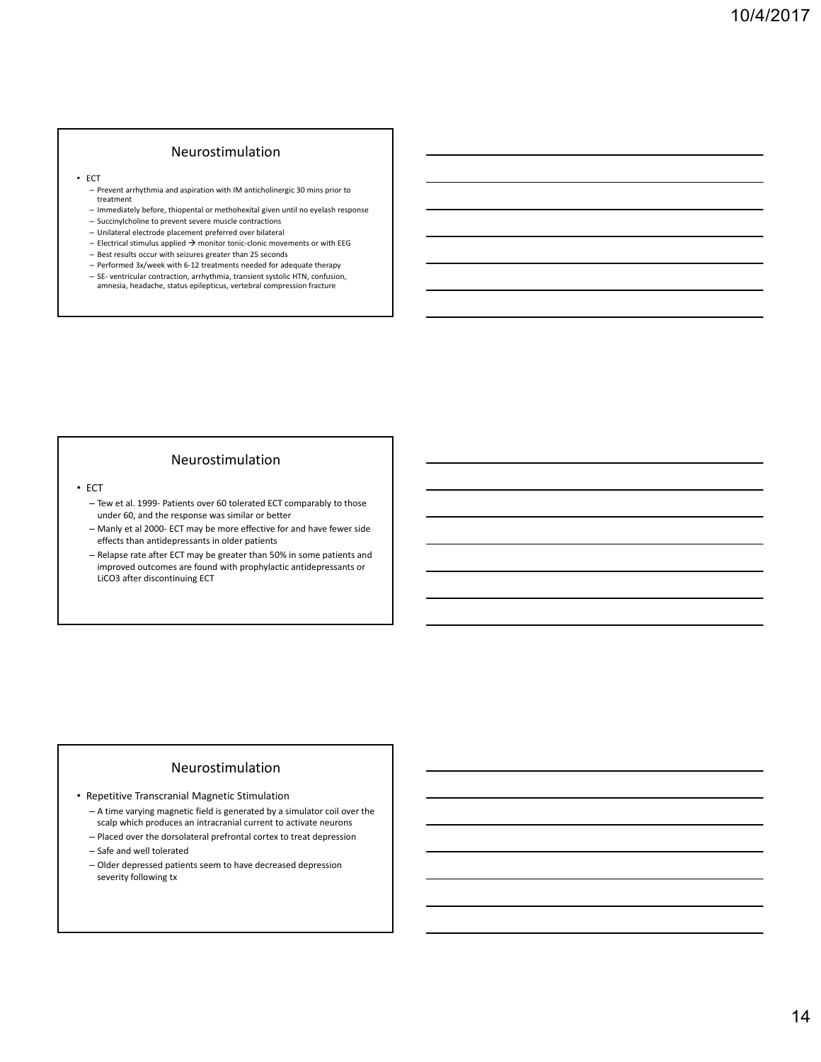## Neurostimulation

- ECT
  - Prevent arrhythmia and aspiration with IM anticholinergic 30 mins prior to treatment
  - Immediately before, thiopental or methohexital given until no eyelash response
  - Succinylcholine to prevent severe muscle contractions
  - Unilateral electrode placement preferred over bilateral
  - Electrical stimulus applied → monitor tonic-clonic movements or with EEG
  - Best results occur with seizures greater than 25 seconds
  - Performed 3x/week with 6-12 treatments needed for adequate therapy
  - SE- ventricular contraction, arrhythmia, transient systolic HTN, confusion, amnesia, headache, status epilepticus, vertebral compression fracture

## Neurostimulation

- ECT
  - Tew et al. 1999- Patients over 60 tolerated ECT comparably to those under 60, and the response was similar or better
  - Manly et al 2000- ECT may be more effective for and have fewer side effects than antidepressants in older patients
  - Relapse rate after ECT may be greater than 50% in some patients and improved outcomes are found with prophylactic antidepressants or $LiCO_3$ after discontinuing ECT

## Neurostimulation

- Repetitive Transcranial Magnetic Stimulation
  - A time varying magnetic field is generated by a simulator coil over the scalp which produces an intracranial current to activate neurons
  - Placed over the dorsolateral prefrontal cortex to treat depression
  - Safe and well tolerated
  - Older depressed patients seem to have decreased depression severity following tx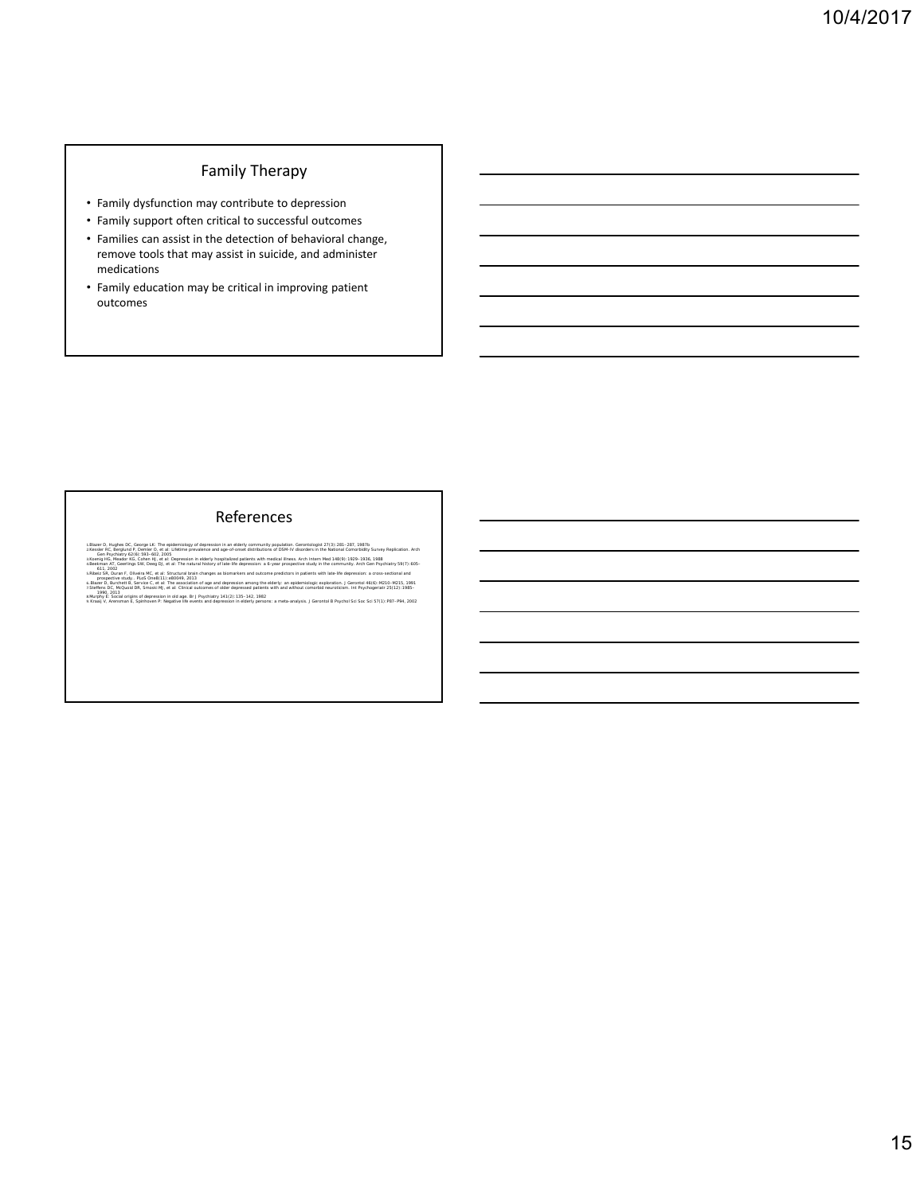## Family Therapy

- Family dysfunction may contribute to depression
- Family support often critical to successful outcomes
- Families can assist in the detection of behavioral change, remove tools that may assist in suicide, and administer medications
- Family education may be critical in improving patient outcomes

## References

1. Blazer D, Hughes DC, George LK: The epidemiology of depression in an elderly community population. Gerontologist 27(3):281–287, 1987b
2. Kessler RC, Berglund P, Demler O, et al: Lifetime prevalence and age-of-onset distributions of DSM-IV disorders in the National Comorbidity Survey Replication. Arch Gen Psychiatry 62(6):593–602, 2005
3. Koenig HG, Meador KG, Cohen HJ, et al: Depression in elderly hospitalized patients with medical illness. Arch Intern Med 148(9):1929–1936, 1988
4. Beekman AT, Geerlings SW, Deeg DJ, et al: The natural history of late-life depression: a 6-year prospective study in the community. Arch Gen Psychiatry 59(7):605–611, 2002
5. Ribeiz SR, Duran F, Oliveira MC, et al: Structural brain changes as biomarkers and outcome predictors in patients with late-life depression: a cross-sectional and prospective study. PLoS One 8(11):e80049, 2013
6. Blazer D, Burchett B, Service C, et al: The association of age and depression among the elderly: an epidemiologic exploration. J Gerontol 46(6):M210–M215, 1991
7. Steffens DC, McQuoid DR, Smoski MJ, et al: Clinical outcomes of older depressed patients with and without comorbid neuroticism. Int Psychogeriatr 25(12):1985–1990, 2013
8. Murphy E: Social origins of depression in old age. Br J Psychiatry 141(2):135–142, 1982
9. Kraaij V, Arensman E, Spinhoven P: Negative life events and depression in elderly persons: a meta-analysis. J Gerontol B Psychol Sci Soc Sci 57(1):P87–P94, 2002